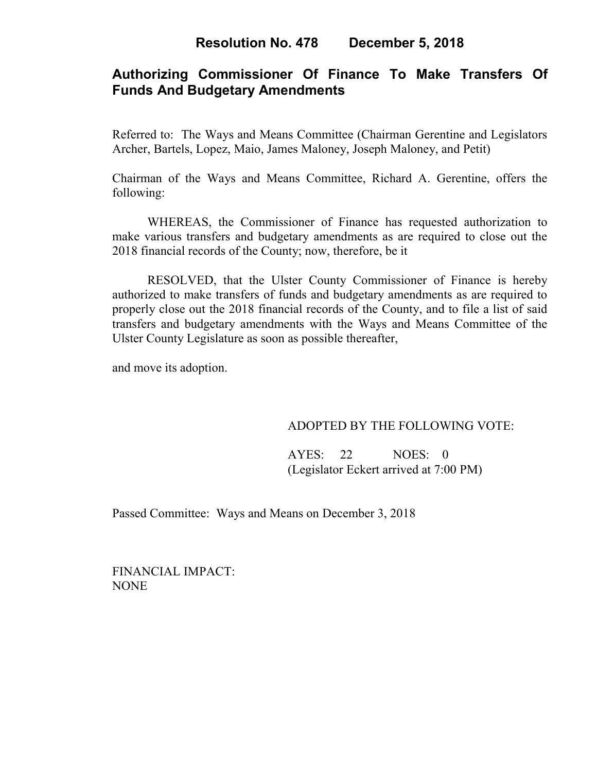# Resolution No. 478 December 5, 2018

## Authorizing Commissioner Of Finance To Make Transfers Of Funds And Budgetary Amendments

Referred to: The Ways and Means Committee (Chairman Gerentine and Legislators Archer, Bartels, Lopez, Maio, James Maloney, Joseph Maloney, and Petit)

Chairman of the Ways and Means Committee, Richard A. Gerentine, offers the following:

WHEREAS, the Commissioner of Finance has requested authorization to make various transfers and budgetary amendments as are required to close out the 2018 financial records of the County; now, therefore, be it

RESOLVED, that the Ulster County Commissioner of Finance is hereby authorized to make transfers of funds and budgetary amendments as are required to properly close out the 2018 financial records of the County, and to file a list of said transfers and budgetary amendments with the Ways and Means Committee of the Ulster County Legislature as soon as possible thereafter,

and move its adoption.

ADOPTED BY THE FOLLOWING VOTE:

AYES: 22 NOES: 0
(Legislator Eckert arrived at 7:00 PM)

Passed Committee: Ways and Means on December 3, 2018

FINANCIAL IMPACT:
NONE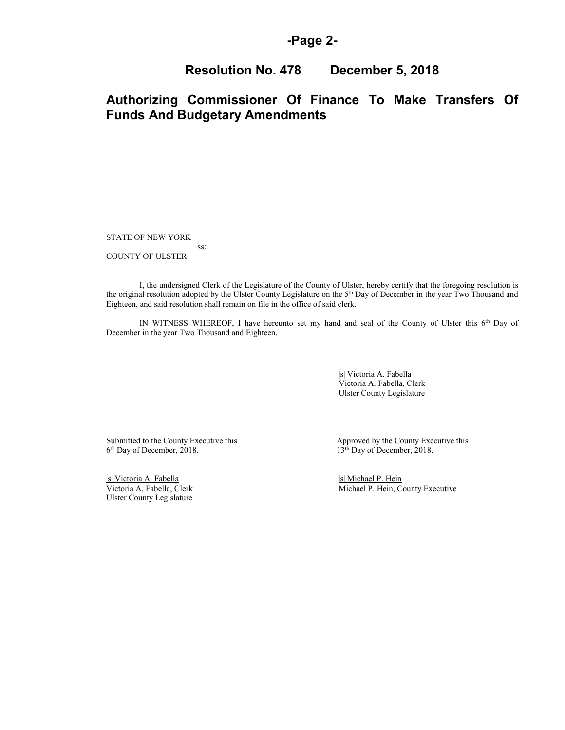## Resolution No. 478 December 5, 2018

## Authorizing Commissioner Of Finance To Make Transfers Of Funds And Budgetary Amendments

STATE OF NEW YORK
ss:
COUNTY OF ULSTER

I, the undersigned Clerk of the Legislature of the County of Ulster, hereby certify that the foregoing resolution is the original resolution adopted by the Ulster County Legislature on the 5th Day of December in the year Two Thousand and Eighteen, and said resolution shall remain on file in the office of said clerk.

IN WITNESS WHEREOF, I have hereunto set my hand and seal of the County of Ulster this 6th Day of December in the year Two Thousand and Eighteen.

|s| Victoria A. Fabella
Victoria A. Fabella, Clerk
Ulster County Legislature

Submitted to the County Executive this
6th Day of December, 2018.

|s| Victoria A. Fabella
Victoria A. Fabella, Clerk
Ulster County Legislature

Approved by the County Executive this
13th Day of December, 2018.

|s| Michael P. Hein
Michael P. Hein, County Executive